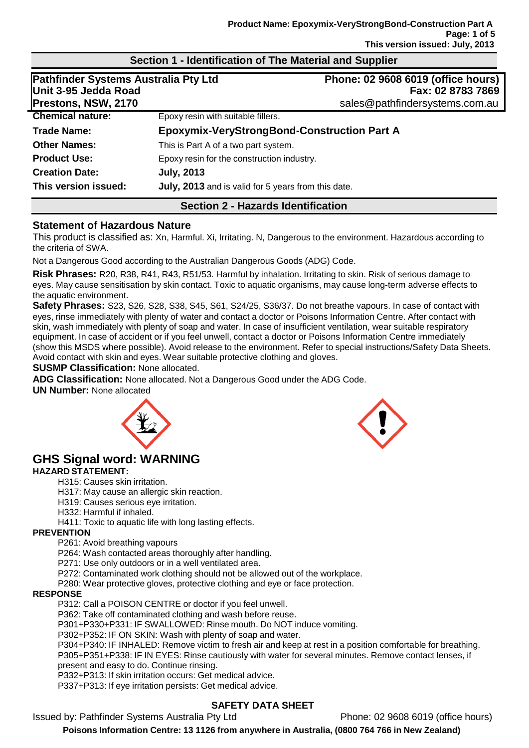## Section 1 - Identification of The Material and Supplier

**Pathfinder Systems Australia Pty Ltd**
**Unit 3-95 Jedda Road**
**Prestons, NSW, 2170**

**Phone: 02 9608 6019 (office hours)**
**Fax: 02 8783 7869**
sales@pathfindersystems.com.au

| | |
|---|---|
| **Chemical nature:** | Epoxy resin with suitable fillers. |
| **Trade Name:** | **Epoxymix-VeryStrongBond-Construction Part A** |
| **Other Names:** | This is Part A of a two part system. |
| **Product Use:** | Epoxy resin for the construction industry. |
| **Creation Date:** | **July, 2013** |
| **This version issued:** | **July, 2013** and is valid for 5 years from this date. |

## Section 2 - Hazards Identification

### Statement of Hazardous Nature

This product is classified as: Xn, Harmful. Xi, Irritating. N, Dangerous to the environment. Hazardous according to the criteria of SWA.

Not a Dangerous Good according to the Australian Dangerous Goods (ADG) Code.

**Risk Phrases:** R20, R38, R41, R43, R51/53. Harmful by inhalation. Irritating to skin. Risk of serious damage to eyes. May cause sensitisation by skin contact. Toxic to aquatic organisms, may cause long-term adverse effects to the aquatic environment.

**Safety Phrases:** S23, S26, S28, S38, S45, S61, S24/25, S36/37. Do not breathe vapours. In case of contact with eyes, rinse immediately with plenty of water and contact a doctor or Poisons Information Centre. After contact with skin, wash immediately with plenty of soap and water. In case of insufficient ventilation, wear suitable respiratory equipment. In case of accident or if you feel unwell, contact a doctor or Poisons Information Centre immediately (show this MSDS where possible). Avoid release to the environment. Refer to special instructions/Safety Data Sheets. Avoid contact with skin and eyes. Wear suitable protective clothing and gloves.

**SUSMP Classification:** None allocated.

**ADG Classification:** None allocated. Not a Dangerous Good under the ADG Code.

**UN Number:** None allocated

## GHS Signal word: WARNING

**HAZARD STATEMENT:**

H315: Causes skin irritation.
H317: May cause an allergic skin reaction.
H319: Causes serious eye irritation.
H332: Harmful if inhaled.
H411: Toxic to aquatic life with long lasting effects.

**PREVENTION**

P261: Avoid breathing vapours
P264: Wash contacted areas thoroughly after handling.
P271: Use only outdoors or in a well ventilated area.
P272: Contaminated work clothing should not be allowed out of the workplace.
P280: Wear protective gloves, protective clothing and eye or face protection.

**RESPONSE**

P312: Call a POISON CENTRE or doctor if you feel unwell.
P362: Take off contaminated clothing and wash before reuse.
P301+P330+P331: IF SWALLOWED: Rinse mouth. Do NOT induce vomiting.
P302+P352: IF ON SKIN: Wash with plenty of soap and water.
P304+P340: IF INHALED: Remove victim to fresh air and keep at rest in a position comfortable for breathing.
P305+P351+P338: IF IN EYES: Rinse cautiously with water for several minutes. Remove contact lenses, if present and easy to do. Continue rinsing.
P332+P313: If skin irritation occurs: Get medical advice.
P337+P313: If eye irritation persists: Get medical advice.

**SAFETY DATA SHEET**

Issued by: Pathfinder Systems Australia Pty Ltd Phone: 02 9608 6019 (office hours)

**Poisons Information Centre: 13 1126 from anywhere in Australia, (0800 764 766 in New Zealand)**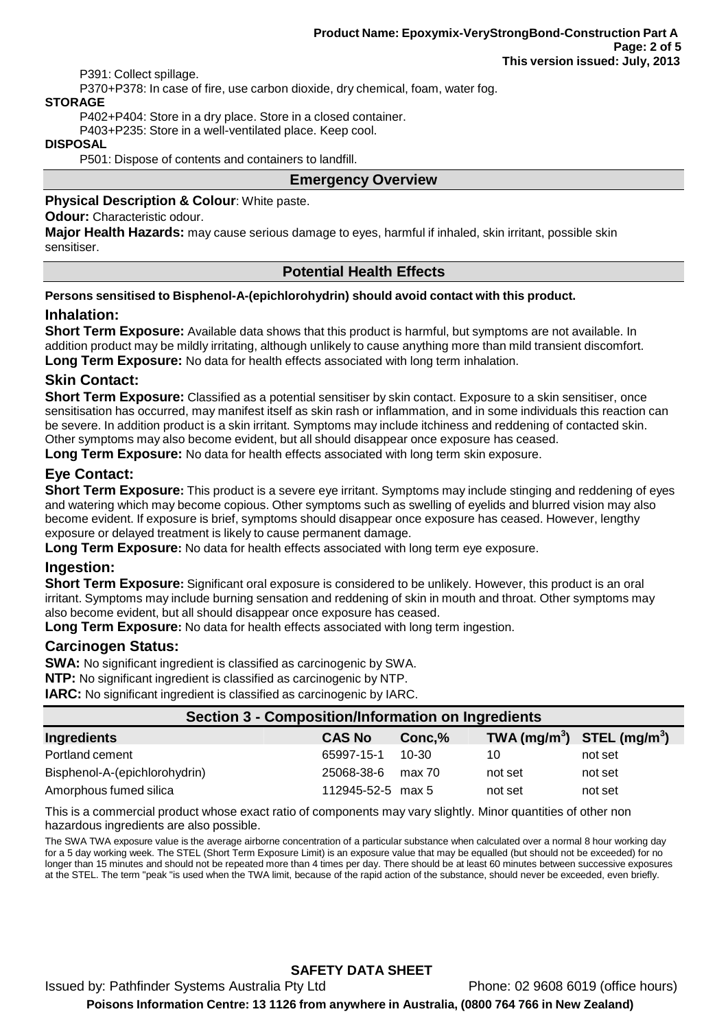P391: Collect spillage.

P370+P378: In case of fire, use carbon dioxide, dry chemical, foam, water fog.

**STORAGE**

P402+P404: Store in a dry place. Store in a closed container.

P403+P235: Store in a well-ventilated place. Keep cool.

**DISPOSAL**

P501: Dispose of contents and containers to landfill.

## Emergency Overview

**Physical Description & Colour**: White paste.

**Odour:** Characteristic odour.

**Major Health Hazards:** may cause serious damage to eyes, harmful if inhaled, skin irritant, possible skin sensitiser.

## Potential Health Effects

**Persons sensitised to Bisphenol-A-(epichlorohydrin) should avoid contact with this product.**

### Inhalation:

**Short Term Exposure:** Available data shows that this product is harmful, but symptoms are not available. In addition product may be mildly irritating, although unlikely to cause anything more than mild transient discomfort.

**Long Term Exposure:** No data for health effects associated with long term inhalation.

### Skin Contact:

**Short Term Exposure:** Classified as a potential sensitiser by skin contact. Exposure to a skin sensitiser, once sensitisation has occurred, may manifest itself as skin rash or inflammation, and in some individuals this reaction can be severe. In addition product is a skin irritant. Symptoms may include itchiness and reddening of contacted skin. Other symptoms may also become evident, but all should disappear once exposure has ceased.

**Long Term Exposure:** No data for health effects associated with long term skin exposure.

### Eye Contact:

**Short Term Exposure:** This product is a severe eye irritant. Symptoms may include stinging and reddening of eyes and watering which may become copious. Other symptoms such as swelling of eyelids and blurred vision may also become evident. If exposure is brief, symptoms should disappear once exposure has ceased. However, lengthy exposure or delayed treatment is likely to cause permanent damage.

**Long Term Exposure:** No data for health effects associated with long term eye exposure.

### Ingestion:

**Short Term Exposure:** Significant oral exposure is considered to be unlikely. However, this product is an oral irritant. Symptoms may include burning sensation and reddening of skin in mouth and throat. Other symptoms may also become evident, but all should disappear once exposure has ceased.

**Long Term Exposure:** No data for health effects associated with long term ingestion.

### Carcinogen Status:

**SWA:** No significant ingredient is classified as carcinogenic by SWA.

**NTP:** No significant ingredient is classified as carcinogenic by NTP.

**IARC:** No significant ingredient is classified as carcinogenic by IARC.

## Section 3 - Composition/Information on Ingredients

| Ingredients | CAS No | Conc,% | TWA ($mg/m^3$) | STEL ($mg/m^3$) |
|---|---|---|---|---|
| Portland cement | 65997-15-1 | 10-30 | 10 | not set |
| Bisphenol-A-(epichlorohydrin) | 25068-38-6 | max 70 | not set | not set |
| Amorphous fumed silica | 112945-52-5 | max 5 | not set | not set |

This is a commercial product whose exact ratio of components may vary slightly. Minor quantities of other non hazardous ingredients are also possible.

The SWA TWA exposure value is the average airborne concentration of a particular substance when calculated over a normal 8 hour working day for a 5 day working week. The STEL (Short Term Exposure Limit) is an exposure value that may be equalled (but should not be exceeded) for no longer than 15 minutes and should not be repeated more than 4 times per day. There should be at least 60 minutes between successive exposures at the STEL. The term "peak "is used when the TWA limit, because of the rapid action of the substance, should never be exceeded, even briefly.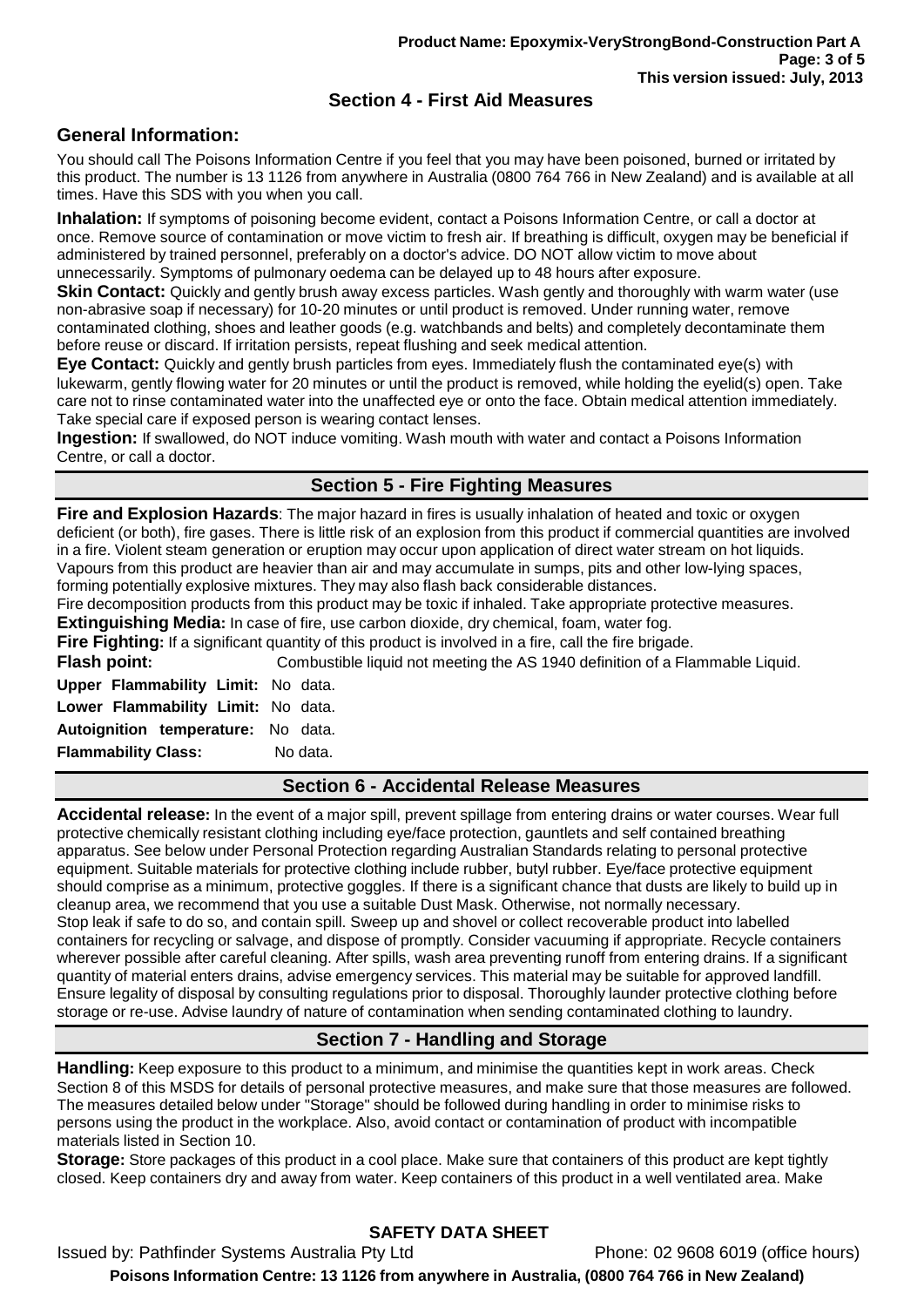## Section 4 - First Aid Measures

### General Information:

You should call The Poisons Information Centre if you feel that you may have been poisoned, burned or irritated by this product. The number is 13 1126 from anywhere in Australia (0800 764 766 in New Zealand) and is available at all times. Have this SDS with you when you call.

**Inhalation:** If symptoms of poisoning become evident, contact a Poisons Information Centre, or call a doctor at once. Remove source of contamination or move victim to fresh air. If breathing is difficult, oxygen may be beneficial if administered by trained personnel, preferably on a doctor's advice. DO NOT allow victim to move about unnecessarily. Symptoms of pulmonary oedema can be delayed up to 48 hours after exposure.

**Skin Contact:** Quickly and gently brush away excess particles. Wash gently and thoroughly with warm water (use non-abrasive soap if necessary) for 10-20 minutes or until product is removed. Under running water, remove contaminated clothing, shoes and leather goods (e.g. watchbands and belts) and completely decontaminate them before reuse or discard. If irritation persists, repeat flushing and seek medical attention.

**Eye Contact:** Quickly and gently brush particles from eyes. Immediately flush the contaminated eye(s) with lukewarm, gently flowing water for 20 minutes or until the product is removed, while holding the eyelid(s) open. Take care not to rinse contaminated water into the unaffected eye or onto the face. Obtain medical attention immediately. Take special care if exposed person is wearing contact lenses.

**Ingestion:** If swallowed, do NOT induce vomiting. Wash mouth with water and contact a Poisons Information Centre, or call a doctor.

## Section 5 - Fire Fighting Measures

**Fire and Explosion Hazards**: The major hazard in fires is usually inhalation of heated and toxic or oxygen deficient (or both), fire gases. There is little risk of an explosion from this product if commercial quantities are involved in a fire. Violent steam generation or eruption may occur upon application of direct water stream on hot liquids. Vapours from this product are heavier than air and may accumulate in sumps, pits and other low-lying spaces, forming potentially explosive mixtures. They may also flash back considerable distances.

Fire decomposition products from this product may be toxic if inhaled. Take appropriate protective measures.

**Extinguishing Media:** In case of fire, use carbon dioxide, dry chemical, foam, water fog.

**Fire Fighting:** If a significant quantity of this product is involved in a fire, call the fire brigade.

**Flash point:** Combustible liquid not meeting the AS 1940 definition of a Flammable Liquid.

**Upper Flammability Limit:** No data.

**Lower Flammability Limit:** No data.

**Autoignition temperature:** No data.

**Flammability Class:** No data.

## Section 6 - Accidental Release Measures

**Accidental release:** In the event of a major spill, prevent spillage from entering drains or water courses. Wear full protective chemically resistant clothing including eye/face protection, gauntlets and self contained breathing apparatus. See below under Personal Protection regarding Australian Standards relating to personal protective equipment. Suitable materials for protective clothing include rubber, butyl rubber. Eye/face protective equipment should comprise as a minimum, protective goggles. If there is a significant chance that dusts are likely to build up in cleanup area, we recommend that you use a suitable Dust Mask. Otherwise, not normally necessary.
Stop leak if safe to do so, and contain spill. Sweep up and shovel or collect recoverable product into labelled containers for recycling or salvage, and dispose of promptly. Consider vacuuming if appropriate. Recycle containers wherever possible after careful cleaning. After spills, wash area preventing runoff from entering drains. If a significant quantity of material enters drains, advise emergency services. This material may be suitable for approved landfill. Ensure legality of disposal by consulting regulations prior to disposal. Thoroughly launder protective clothing before storage or re-use. Advise laundry of nature of contamination when sending contaminated clothing to laundry.

## Section 7 - Handling and Storage

**Handling:** Keep exposure to this product to a minimum, and minimise the quantities kept in work areas. Check Section 8 of this MSDS for details of personal protective measures, and make sure that those measures are followed. The measures detailed below under "Storage" should be followed during handling in order to minimise risks to persons using the product in the workplace. Also, avoid contact or contamination of product with incompatible materials listed in Section 10.

**Storage:** Store packages of this product in a cool place. Make sure that containers of this product are kept tightly closed. Keep containers dry and away from water. Keep containers of this product in a well ventilated area. Make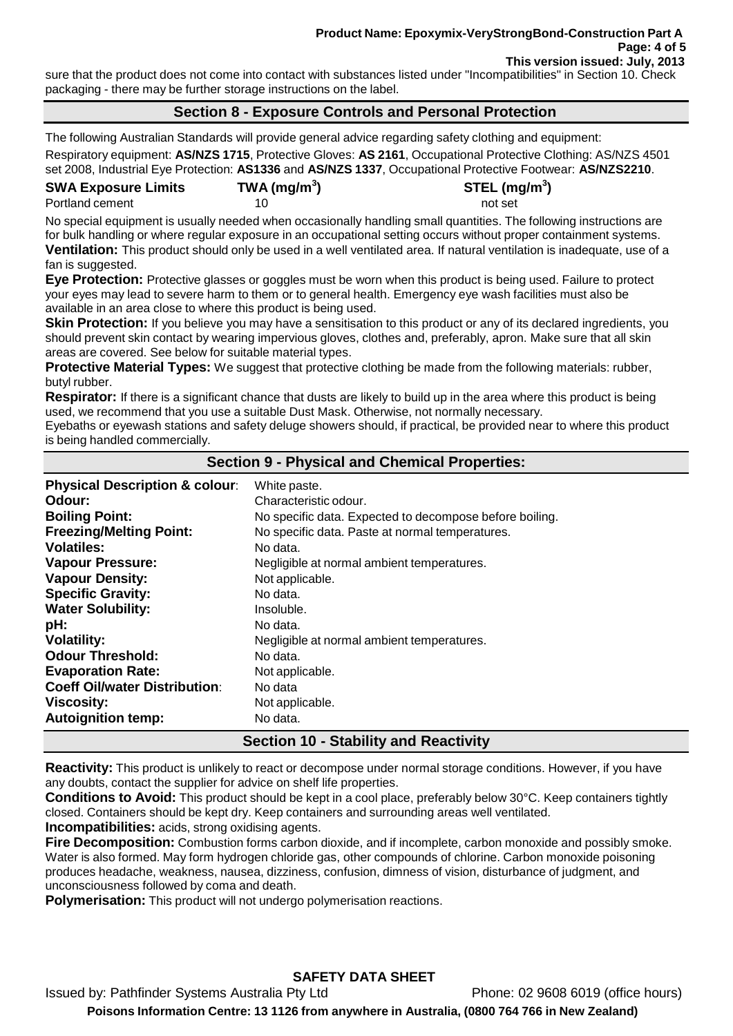sure that the product does not come into contact with substances listed under "Incompatibilities" in Section 10. Check packaging - there may be further storage instructions on the label.

## Section 8 - Exposure Controls and Personal Protection

The following Australian Standards will provide general advice regarding safety clothing and equipment:

Respiratory equipment: **AS/NZS 1715**, Protective Gloves: **AS 2161**, Occupational Protective Clothing: AS/NZS 4501 set 2008, Industrial Eye Protection: **AS1336** and **AS/NZS 1337**, Occupational Protective Footwear: **AS/NZS2210**.

| **SWA Exposure Limits** | **TWA (mg/m$^3$)** | **STEL (mg/m$^3$)** |
|---|---|---|
| Portland cement | 10 | not set |

No special equipment is usually needed when occasionally handling small quantities. The following instructions are for bulk handling or where regular exposure in an occupational setting occurs without proper containment systems.

**Ventilation:** This product should only be used in a well ventilated area. If natural ventilation is inadequate, use of a fan is suggested.

**Eye Protection:** Protective glasses or goggles must be worn when this product is being used. Failure to protect your eyes may lead to severe harm to them or to general health. Emergency eye wash facilities must also be available in an area close to where this product is being used.

**Skin Protection:** If you believe you may have a sensitisation to this product or any of its declared ingredients, you should prevent skin contact by wearing impervious gloves, clothes and, preferably, apron. Make sure that all skin areas are covered. See below for suitable material types.

**Protective Material Types:** We suggest that protective clothing be made from the following materials: rubber, butyl rubber.

**Respirator:** If there is a significant chance that dusts are likely to build up in the area where this product is being used, we recommend that you use a suitable Dust Mask. Otherwise, not normally necessary.

Eyebaths or eyewash stations and safety deluge showers should, if practical, be provided near to where this product is being handled commercially.

## Section 9 - Physical and Chemical Properties:

| | |
|---|---|
| **Physical Description & colour**: | White paste. |
| **Odour:** | Characteristic odour. |
| **Boiling Point:** | No specific data. Expected to decompose before boiling. |
| **Freezing/Melting Point:** | No specific data. Paste at normal temperatures. |
| **Volatiles:** | No data. |
| **Vapour Pressure:** | Negligible at normal ambient temperatures. |
| **Vapour Density:** | Not applicable. |
| **Specific Gravity:** | No data. |
| **Water Solubility:** | Insoluble. |
| **pH:** | No data. |
| **Volatility:** | Negligible at normal ambient temperatures. |
| **Odour Threshold:** | No data. |
| **Evaporation Rate:** | Not applicable. |
| **Coeff Oil/water Distribution**: | No data |
| **Viscosity:** | Not applicable. |
| **Autoignition temp:** | No data. |

## Section 10 - Stability and Reactivity

**Reactivity:** This product is unlikely to react or decompose under normal storage conditions. However, if you have any doubts, contact the supplier for advice on shelf life properties.

**Conditions to Avoid:** This product should be kept in a cool place, preferably below 30°C. Keep containers tightly closed. Containers should be kept dry. Keep containers and surrounding areas well ventilated.

**Incompatibilities:** acids, strong oxidising agents.

**Fire Decomposition:** Combustion forms carbon dioxide, and if incomplete, carbon monoxide and possibly smoke. Water is also formed. May form hydrogen chloride gas, other compounds of chlorine. Carbon monoxide poisoning produces headache, weakness, nausea, dizziness, confusion, dimness of vision, disturbance of judgment, and unconsciousness followed by coma and death.

**Polymerisation:** This product will not undergo polymerisation reactions.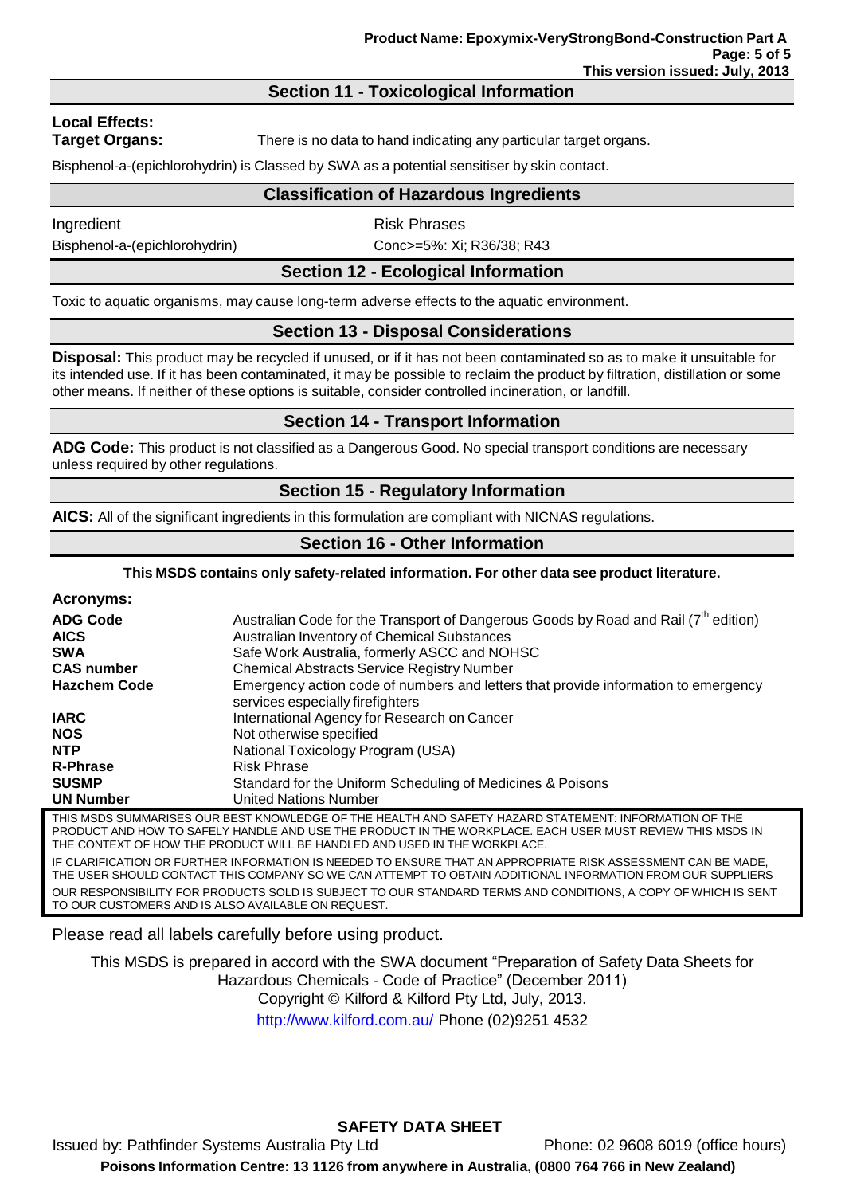## Section 11 - Toxicological Information

**Local Effects:**

**Target Organs:** There is no data to hand indicating any particular target organs.

Bisphenol-a-(epichlorohydrin) is Classed by SWA as a potential sensitiser by skin contact.

## Classification of Hazardous Ingredients

| Ingredient | Risk Phrases |
| --- | --- |
| Bisphenol-a-(epichlorohydrin) | Conc>=5%: Xi; R36/38; R43 |

## Section 12 - Ecological Information

Toxic to aquatic organisms, may cause long-term adverse effects to the aquatic environment.

## Section 13 - Disposal Considerations

**Disposal:** This product may be recycled if unused, or if it has not been contaminated so as to make it unsuitable for its intended use. If it has been contaminated, it may be possible to reclaim the product by filtration, distillation or some other means. If neither of these options is suitable, consider controlled incineration, or landfill.

## Section 14 - Transport Information

**ADG Code:** This product is not classified as a Dangerous Good. No special transport conditions are necessary unless required by other regulations.

## Section 15 - Regulatory Information

**AICS:** All of the significant ingredients in this formulation are compliant with NICNAS regulations.

## Section 16 - Other Information

**This MSDS contains only safety-related information. For other data see product literature.**

**Acronyms:**

| | |
| --- | --- |
| **ADG Code** | Australian Code for the Transport of Dangerous Goods by Road and Rail (7th edition) |
| **AICS** | Australian Inventory of Chemical Substances |
| **SWA** | Safe Work Australia, formerly ASCC and NOHSC |
| **CAS number** | Chemical Abstracts Service Registry Number |
| **Hazchem Code** | Emergency action code of numbers and letters that provide information to emergency services especially firefighters |
| **IARC** | International Agency for Research on Cancer |
| **NOS** | Not otherwise specified |
| **NTP** | National Toxicology Program (USA) |
| **R-Phrase** | Risk Phrase |
| **SUSMP** | Standard for the Uniform Scheduling of Medicines & Poisons |
| **UN Number** | United Nations Number |

THIS MSDS SUMMARISES OUR BEST KNOWLEDGE OF THE HEALTH AND SAFETY HAZARD STATEMENT: INFORMATION OF THE PRODUCT AND HOW TO SAFELY HANDLE AND USE THE PRODUCT IN THE WORKPLACE. EACH USER MUST REVIEW THIS MSDS IN THE CONTEXT OF HOW THE PRODUCT WILL BE HANDLED AND USED IN THE WORKPLACE.

IF CLARIFICATION OR FURTHER INFORMATION IS NEEDED TO ENSURE THAT AN APPROPRIATE RISK ASSESSMENT CAN BE MADE, THE USER SHOULD CONTACT THIS COMPANY SO WE CAN ATTEMPT TO OBTAIN ADDITIONAL INFORMATION FROM OUR SUPPLIERS

OUR RESPONSIBILITY FOR PRODUCTS SOLD IS SUBJECT TO OUR STANDARD TERMS AND CONDITIONS, A COPY OF WHICH IS SENT TO OUR CUSTOMERS AND IS ALSO AVAILABLE ON REQUEST.

Please read all labels carefully before using product.

This MSDS is prepared in accord with the SWA document "Preparation of Safety Data Sheets for Hazardous Chemicals - Code of Practice" (December 2011)
Copyright © Kilford & Kilford Pty Ltd, July, 2013.
http://www.kilford.com.au/ Phone (02)9251 4532